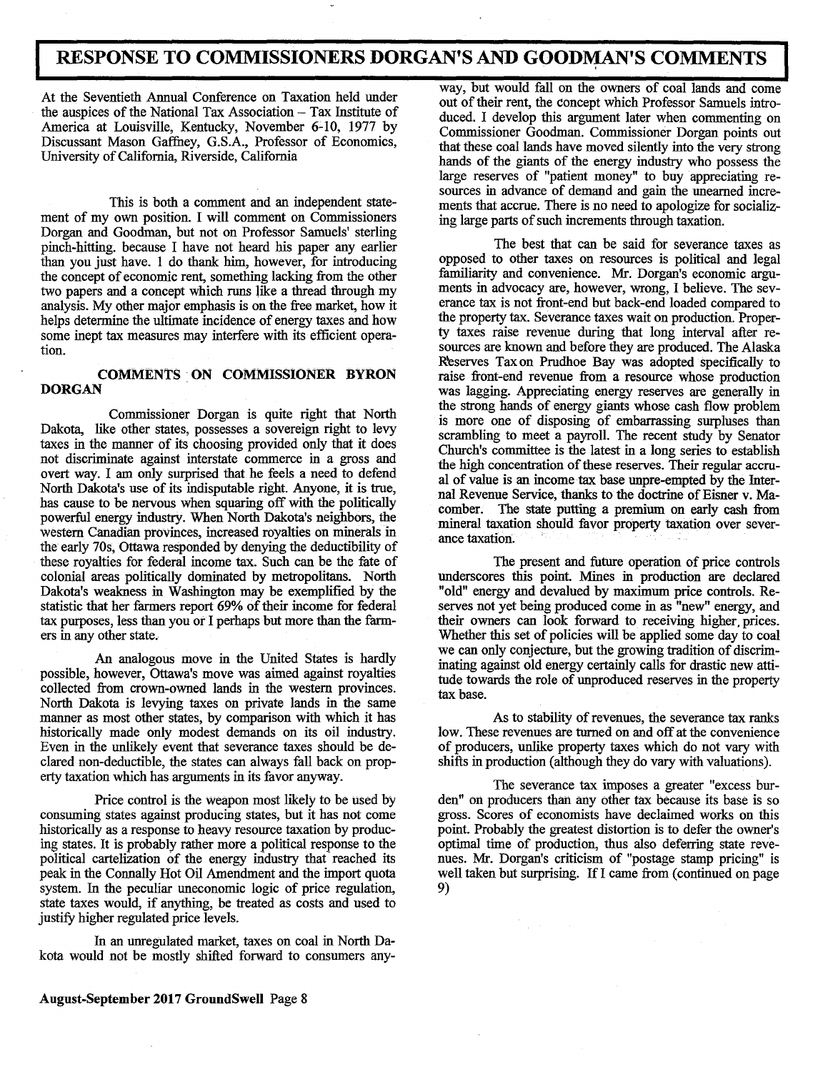# RESPONSE TO COMMISSIONERS DORGAN'S AND GOODMAN'S COMMENTS

At the Seventieth Annual Conference on Taxation held under the auspices of the National Tax Association – Tax Institute of America at Louisville, Kentucky, November 6-10, 1977 by Discussant Mason Gaffney, G.S.A., Professor of Economics, University of California, Riverside, California

This is both a comment and an independent statement of my own position. I will comment on Commissioners Dorgan and Goodman, but not on Professor Samuels' sterling pinch-hitting. because I have not heard his paper any earlier than you just have. I do thank him, however, for introducing the concept of economic rent, something lacking from the other two papers and a concept which runs like a thread through my analysis. My other major emphasis is on the free market, how it helps determine the ultimate incidence of energy taxes and how some inept tax measures may interfere with its efficient operation.

## COMMENTS ON COMMISSIONER BYRON DORGAN

Commissioner Dorgan is quite right that North Dakota, like other states, possesses a sovereign right to levy taxes in the manner of its choosing provided only that it does not discriminate against interstate commerce in a gross and overt way. I am only surprised that he feels a need to defend North Dakota's use of its indisputable right. Anyone, it is true, has cause to be nervous when squaring off with the politically powerful energy industry. When North Dakota's neighbors, the western Canadian provinces, increased royalties on minerals in the early 70s, Ottawa responded by denying the deductibility of these royalties for federal income tax. Such can be the fate of colonial areas politically dominated by metropolitans. North Dakota's weakness in Washington may be exemplified by the statistic that her farmers report 69% of their income for federal tax purposes, less than you or I perhaps but more than the farmers in any other state.

An analogous move in the United States is hardly possible, however, Ottawa's move was aimed against royalties collected from crown-owned lands in the western provinces. North Dakota is levying taxes on private lands in the same manner as most other states, by comparison with which it has historically made only modest demands on its oil industry. Even in the unlikely event that severance taxes should be declared non-deductible, the states can always fall back on property taxation which has arguments in its favor anyway.

Price control is the weapon most likely to be used by consuming states against producing states, but it has not come historically as a response to heavy resource taxation by producing states. It is probably rather more a political response to the political cartelization of the energy industry that reached its peak in the Connally Hot Oil Amendment and the import quota system. In the peculiar uneconomic logic of price regulation, state taxes would, if anything, be treated as costs and used to justify higher regulated price levels.

In an unregulated market, taxes on coal in North Dakota would not be mostly shifted forward to consumers anyway, but would fall on the owners of coal lands and come out of their rent, the concept which Professor Samuels introduced. I develop this argument later when commenting on Commissioner Goodman. Commissioner Dorgan points out that these coal lands have moved silently into the very strong hands of the giants of the energy industry who possess the large reserves of "patient money" to buy appreciating resources in advance of demand and gain the unearned increments that accrue. There is no need to apologize for socializing large parts of such increments through taxation.

The best that can be said for severance taxes as opposed to other taxes on resources is political and legal familiarity and convenience. Mr. Dorgan's economic arguments in advocacy are, however, wrong, I believe. The severance tax is not front-end but back-end loaded compared to the property tax. Severance taxes wait on production. Property taxes raise revenue during that long interval after resources are known and before they are produced. The Alaska Reserves Tax on Prudhoe Bay was adopted specifically to raise front-end revenue from a resource whose production was lagging. Appreciating energy reserves are generally in the strong hands of energy giants whose cash flow problem is more one of disposing of embarrassing surpluses than scrambling to meet a payroll. The recent study by Senator Church's committee is the latest in a long series to establish the high concentration of these reserves. Their regular accrual of value is an income tax base unpre-empted by the Internal Revenue Service, thanks to the doctrine of Eisner v. Macomber. The state putting a premium on early cash from mineral taxation should favor property taxation over severance taxation.

The present and future operation of price controls underscores this point. Mines in production are declared "old" energy and devalued by maximum price controls. Reserves not yet being produced come in as "new" energy, and their owners can look forward to receiving higher, prices. Whether this set of policies will be applied some day to coal we can only conjecture, but the growing tradition of discriminating against old energy certainly calls for drastic new attitude towards the role of unproduced reserves in the property tax base.

As to stability of revenues, the severance tax ranks low. These revenues are turned on and off at the convenience of producers, unlike property taxes which do not vary with shifts in production (although they do vary with valuations).

The severance tax imposes a greater "excess burden" on producers than any other tax because its base is so gross. Scores of economists have declaimed works on this point. Probably the greatest distortion is to defer the owner's optimal time of production, thus also deferring state revenues. Mr. Dorgan's criticism of "postage stamp pricing" is well taken but surprising. If I came from (continued on page 9)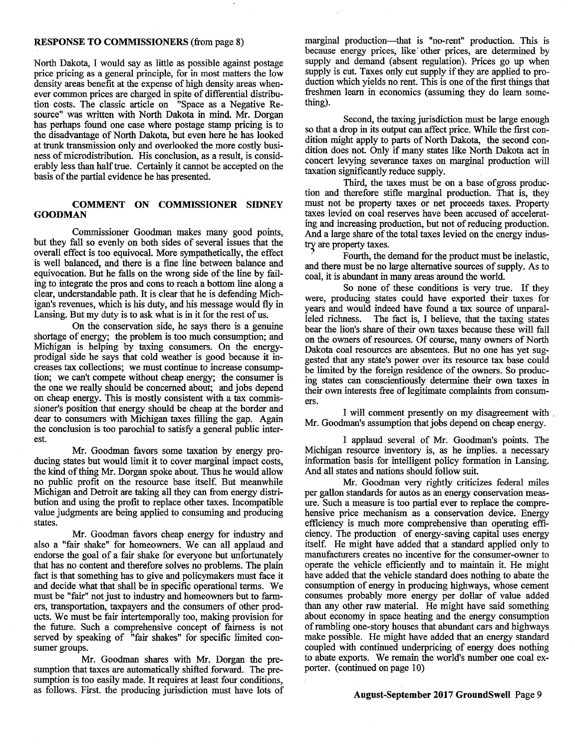**RESPONSE TO COMMISSIONERS** (from page 8)

North Dakota, I would say as little as possible against postage price pricing as a general principle, for in most matters the low density areas benefit at the expense of high density areas whenever common prices are charged in spite of differential distribution costs. The classic article on "Space as a Negative Resource" was written with North Dakota in mind. Mr. Dorgan has perhaps found one case where postage stamp pricing is to the disadvantage of North Dakota, but even here he has looked at trunk transmission only and overlooked the more costly business of microdistribution. His conclusion, as a result, is considerably less than half true. Certainly it cannot be accepted on the basis of the partial evidence he has presented.

## COMMENT ON COMMISSIONER SIDNEY GOODMAN

Commissioner Goodman makes many good points, but they fall so evenly on both sides of several issues that the overall effect is too equivocal. More sympathetically, the effect is well balanced, and there is a fine line between balance and equivocation. But he falls on the wrong side of the line by failing to integrate the pros and cons to reach a bottom line along a clear, understandable path. It is clear that he is defending Michigan's revenues, which is his duty, and his message would fly in Lansing. But my duty is to ask what is in it for the rest of us.

On the conservation side, he says there is a genuine shortage of energy; the problem is too much consumption; and Michigan is helping by taxing consumers. On the energy-prodigal side he says that cold weather is good because it increases tax collections; we must continue to increase consumption; we can't compete without cheap energy; the consumer is the one we really should be concerned about; and jobs depend on cheap energy. This is mostly consistent with a tax commissioner's position that energy should be cheap at the border and dear to consumers with Michigan taxes filling the gap. Again the conclusion is too parochial to satisfy a general public interest.

Mr. Goodman favors some taxation by energy producing states but would limit it to cover marginal impact costs, the kind of thing Mr. Dorgan spoke about. Thus he would allow no public profit on the resource base itself. But meanwhile Michigan and Detroit are taking all they can from energy distribution and using the profit to replace other taxes. Incompatible value judgments are being applied to consuming and producing states.

Mr. Goodman favors cheap energy for industry and also a "fair shake" for homeowners. We can all applaud and endorse the goal of a fair shake for everyone but unfortunately that has no content and therefore solves no problems. The plain fact is that something has to give and policymakers must face it and decide what that shall be in specific operational terms. We must be "fair" not just to industry and homeowners but to farmers, transportation, taxpayers and the consumers of other products. We must be fair intertemporally too, making provision for the future. Such a comprehensive concept of fairness is not served by speaking of "fair shakes" for specific limited consumer groups.

Mr. Goodman shares with Mr. Dorgan the presumption that taxes are automatically shifted forward. The presumption is too easily made. It requires at least four conditions, as follows. First. the producing jurisdiction must have lots of marginal production—that is "no-rent" production. This is because energy prices, like other prices, are determined by supply and demand (absent regulation). Prices go up when supply is cut. Taxes only cut supply if they are applied to production which yields no rent. This is one of the first things that freshmen learn in economics (assuming they do learn something).

Second, the taxing jurisdiction must be large enough so that a drop in its output can affect price. While the first condition might apply to parts of North Dakota, the second condition does not. Only if many states like North Dakota act in concert levying severance taxes on marginal production will taxation significantly reduce supply.

Third, the taxes must be on a base of gross production and therefore stifle marginal production. That is, they must not be property taxes or net proceeds taxes. Property taxes levied on coal reserves have been accused of accelerating and increasing production, but not of reducing production. And a large share of the total taxes levied on the energy industry are property taxes.

Fourth, the demand for the product must be inelastic, and there must be no large alternative sources of supply. As to coal, it is abundant in many areas around the world.

So none of these conditions is very true. If they were, producing states could have exported their taxes for years and would indeed have found a tax source of unparalleled richness. The fact is, I believe, that the taxing states bear the lion's share of their own taxes because these will fall on the owners of resources. Of course, many owners of North Dakota coal resources are absentees. But no one has yet suggested that any state's power over its resource tax base could be limited by the foreign residence of the owners. So producing states can conscientiously determine their own taxes in their own interests free of legitimate complaints from consumers.

I will comment presently on my disagreement with Mr. Goodman's assumption that jobs depend on cheap energy.

I applaud several of Mr. Goodman's points. The Michigan resource inventory is, as he implies. a necessary information basis for intelligent policy formation in Lansing. And all states and nations should follow suit.

Mr. Goodman very rightly criticizes federal miles per gallon standards for autos as an energy conservation measure. Such a measure is too partial ever to replace the comprehensive price mechanism as a conservation device. Energy efficiency is much more comprehensive than operating efficiency. The production of energy-saving capital uses energy itself. He might have added that a standard applied only to manufacturers creates no incentive for the consumer-owner to operate the vehicle efficiently and to maintain it. He might have added that the vehicle standard does nothing to abate the consumption of energy in producing highways, whose cement consumes probably more energy per dollar of value added than any other raw material. He might have said something about economy in space heating and the energy consumption of rambling one-story houses that abundant cars and highways make possible. He might have added that an energy standard coupled with continued underpricing of energy does nothing to abate exports. We remain the world's number one coal exporter. (continued on page 10)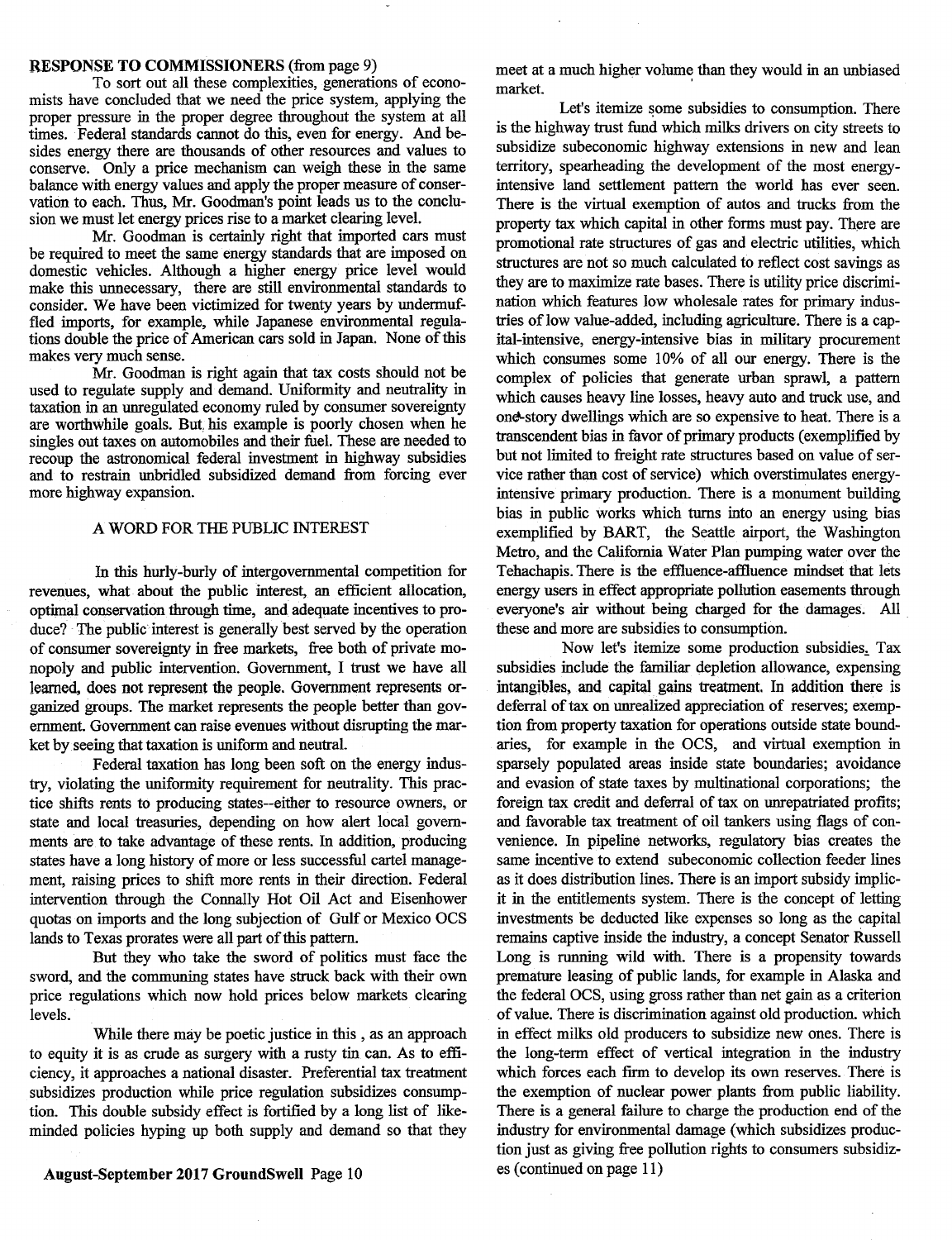**RESPONSE TO COMMISSIONERS** (from page 9)

To sort out all these complexities, generations of economists have concluded that we need the price system, applying the proper pressure in the proper degree throughout the system at all times. Federal standards cannot do this, even for energy. And besides energy there are thousands of other resources and values to conserve. Only a price mechanism can weigh these in the same balance with energy values and apply the proper measure of conservation to each. Thus, Mr. Goodman's point leads us to the conclusion we must let energy prices rise to a market clearing level.

Mr. Goodman is certainly right that imported cars must be required to meet the same energy standards that are imposed on domestic vehicles. Although a higher energy price level would make this unnecessary, there are still environmental standards to consider. We have been victimized for twenty years by undermuffled imports, for example, while Japanese environmental regulations double the price of American cars sold in Japan. None of this makes very much sense.

Mr. Goodman is right again that tax costs should not be used to regulate supply and demand. Uniformity and neutrality in taxation in an unregulated economy ruled by consumer sovereignty are worthwhile goals. But his example is poorly chosen when he singles out taxes on automobiles and their fuel. These are needed to recoup the astronomical federal investment in highway subsidies and to restrain unbridled subsidized demand from forcing ever more highway expansion.

## A WORD FOR THE PUBLIC INTEREST

In this hurly-burly of intergovernmental competition for revenues, what about the public interest, an efficient allocation, optimal conservation through time, and adequate incentives to produce? The public interest is generally best served by the operation of consumer sovereignty in free markets, free both of private monopoly and public intervention. Government, I trust we have all learned, does not represent the people. Government represents organized groups. The market represents the people better than government. Government can raise evenues without disrupting the market by seeing that taxation is uniform and neutral.

Federal taxation has long been soft on the energy industry, violating the uniformity requirement for neutrality. This practice shifts rents to producing states--either to resource owners, or state and local treasuries, depending on how alert local governments are to take advantage of these rents. In addition, producing states have a long history of more or less successful cartel management, raising prices to shift more rents in their direction. Federal intervention through the Connally Hot Oil Act and Eisenhower quotas on imports and the long subjection of Gulf or Mexico OCS lands to Texas prorates were all part of this pattern.

But they who take the sword of politics must face the sword, and the communing states have struck back with their own price regulations which now hold prices below markets clearing levels.

While there may be poetic justice in this , as an approach to equity it is as crude as surgery with a rusty tin can. As to efficiency, it approaches a national disaster. Preferential tax treatment subsidizes production while price regulation subsidizes consumption. This double subsidy effect is fortified by a long list of like-minded policies hyping up both supply and demand so that they meet at a much higher volume than they would in an unbiased market.

Let's itemize some subsidies to consumption. There is the highway trust fund which milks drivers on city streets to subsidize subeconomic highway extensions in new and lean territory, spearheading the development of the most energy-intensive land settlement pattern the world has ever seen. There is the virtual exemption of autos and trucks from the property tax which capital in other forms must pay. There are promotional rate structures of gas and electric utilities, which structures are not so much calculated to reflect cost savings as they are to maximize rate bases. There is utility price discrimination which features low wholesale rates for primary industries of low value-added, including agriculture. There is a capital-intensive, energy-intensive bias in military procurement which consumes some 10% of all our energy. There is the complex of policies that generate urban sprawl, a pattern which causes heavy line losses, heavy auto and truck use, and one-story dwellings which are so expensive to heat. There is a transcendent bias in favor of primary products (exemplified by but not limited to freight rate structures based on value of service rather than cost of service) which overstimulates energy-intensive primary production. There is a monument building bias in public works which turns into an energy using bias exemplified by BART, the Seattle airport, the Washington Metro, and the California Water Plan pumping water over the Tehachapis. There is the effluence-affluence mindset that lets energy users in effect appropriate pollution easements through everyone's air without being charged for the damages. All these and more are subsidies to consumption.

Now let's itemize some production subsidies. Tax subsidies include the familiar depletion allowance, expensing intangibles, and capital gains treatment. In addition there is deferral of tax on unrealized appreciation of reserves; exemption from property taxation for operations outside state boundaries, for example in the OCS, and virtual exemption in sparsely populated areas inside state boundaries; avoidance and evasion of state taxes by multinational corporations; the foreign tax credit and deferral of tax on unrepatriated profits; and favorable tax treatment of oil tankers using flags of convenience. In pipeline networks, regulatory bias creates the same incentive to extend subeconomic collection feeder lines as it does distribution lines. There is an import subsidy implicit in the entitlements system. There is the concept of letting investments be deducted like expenses so long as the capital remains captive inside the industry, a concept Senator Russell Long is running wild with. There is a propensity towards premature leasing of public lands, for example in Alaska and the federal OCS, using gross rather than net gain as a criterion of value. There is discrimination against old production. which in effect milks old producers to subsidize new ones. There is the long-term effect of vertical integration in the industry which forces each firm to develop its own reserves. There is the exemption of nuclear power plants from public liability. There is a general failure to charge the production end of the industry for environmental damage (which subsidizes production just as giving free pollution rights to consumers subsidizes (continued on page 11)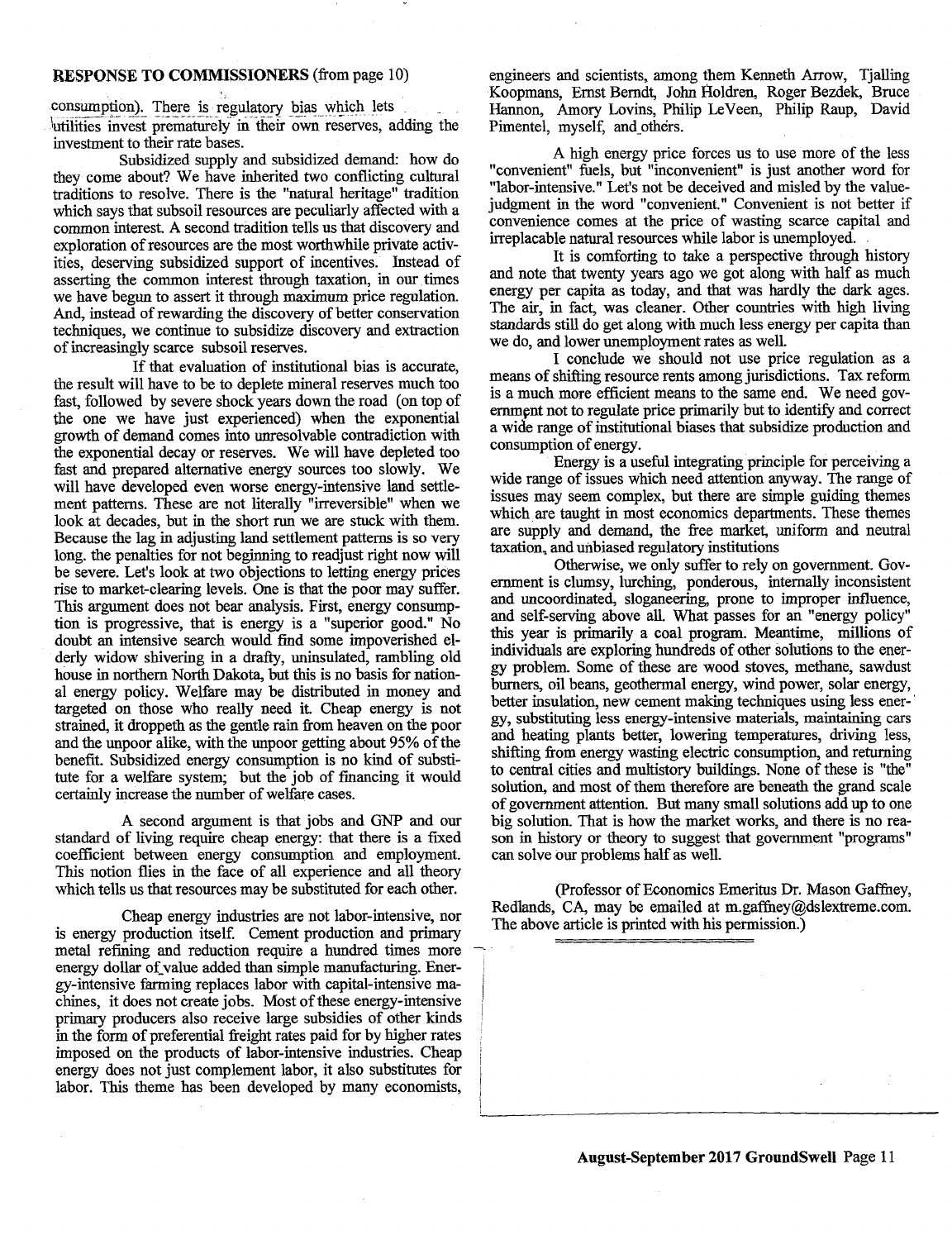**RESPONSE TO COMMISSIONERS** (from page 10)

consumption). There is regulatory bias which lets utilities invest prematurely in their own reserves, adding the investment to their rate bases.

Subsidized supply and subsidized demand: how do they come about? We have inherited two conflicting cultural traditions to resolve. There is the "natural heritage" tradition which says that subsoil resources are peculiarly affected with a common interest. A second tradition tells us that discovery and exploration of resources are the most worthwhile private activities, deserving subsidized support of incentives. Instead of asserting the common interest through taxation, in our times we have begun to assert it through maximum price regulation. And, instead of rewarding the discovery of better conservation techniques, we continue to subsidize discovery and extraction of increasingly scarce subsoil reserves.

If that evaluation of institutional bias is accurate, the result will have to be to deplete mineral reserves much too fast, followed by severe shock years down the road (on top of the one we have just experienced) when the exponential growth of demand comes into unresolvable contradiction with the exponential decay or reserves. We will have depleted too fast and prepared alternative energy sources too slowly. We will have developed even worse energy-intensive land settlement patterns. These are not literally "irreversible" when we look at decades, but in the short run we are stuck with them. Because the lag in adjusting land settlement patterns is so very long. the penalties for not beginning to readjust right now will be severe. Let's look at two objections to letting energy prices rise to market-clearing levels. One is that the poor may suffer. This argument does not bear analysis. First, energy consumption is progressive, that is energy is a "superior good." No doubt an intensive search would find some impoverished elderly widow shivering in a drafty, uninsulated, rambling old house in northern North Dakota, but this is no basis for national energy policy. Welfare may be distributed in money and targeted on those who really need it. Cheap energy is not strained, it droppeth as the gentle rain from heaven on the poor and the unpoor alike, with the unpoor getting about 95% of the benefit. Subsidized energy consumption is no kind of substitute for a welfare system; but the job of financing it would certainly increase the number of welfare cases.

A second argument is that jobs and GNP and our standard of living require cheap energy: that there is a fixed coefficient between energy consumption and employment. This notion flies in the face of all experience and all theory which tells us that resources may be substituted for each other.

Cheap energy industries are not labor-intensive, nor is energy production itself. Cement production and primary metal refining and reduction require a hundred times more energy dollar of value added than simple manufacturing. Energy-intensive farming replaces labor with capital-intensive machines, it does not create jobs. Most of these energy-intensive primary producers also receive large subsidies of other kinds in the form of preferential freight rates paid for by higher rates imposed on the products of labor-intensive industries. Cheap energy does not just complement labor, it also substitutes for labor. This theme has been developed by many economists, engineers and scientists, among them Kenneth Arrow, Tjalling Koopmans, Ernst Berndt, John Holdren, Roger Bezdek, Bruce Hannon, Amory Lovins, Philip LeVeen, Philip Raup, David Pimentel, myself, and others.

A high energy price forces us to use more of the less "convenient" fuels, but "inconvenient" is just another word for "labor-intensive." Let's not be deceived and misled by the value-judgment in the word "convenient." Convenient is not better if convenience comes at the price of wasting scarce capital and irreplacable natural resources while labor is unemployed.

It is comforting to take a perspective through history and note that twenty years ago we got along with half as much energy per capita as today, and that was hardly the dark ages. The air, in fact, was cleaner. Other countries with high living standards still do get along with much less energy per capita than we do, and lower unemployment rates as well.

I conclude we should not use price regulation as a means of shifting resource rents among jurisdictions. Tax reform is a much more efficient means to the same end. We need government not to regulate price primarily but to identify and correct a wide range of institutional biases that subsidize production and consumption of energy.

Energy is a useful integrating principle for perceiving a wide range of issues which need attention anyway. The range of issues may seem complex, but there are simple guiding themes which are taught in most economics departments. These themes are supply and demand, the free market, uniform and neutral taxation, and unbiased regulatory institutions

Otherwise, we only suffer to rely on government. Government is clumsy, lurching, ponderous, internally inconsistent and uncoordinated, sloganeering, prone to improper influence, and self-serving above all. What passes for an "energy policy" this year is primarily a coal program. Meantime, millions of individuals are exploring hundreds of other solutions to the energy problem. Some of these are wood stoves, methane, sawdust burners, oil beans, geothermal energy, wind power, solar energy, better insulation, new cement making techniques using less energy, substituting less energy-intensive materials, maintaining cars and heating plants better, lowering temperatures, driving less, shifting from energy wasting electric consumption, and returning to central cities and multistory buildings. None of these is "the" solution, and most of them therefore are beneath the grand scale of government attention. But many small solutions add up to one big solution. That is how the market works, and there is no reason in history or theory to suggest that government "programs" can solve our problems half as well.

(Professor of Economics Emeritus Dr. Mason Gaffney, Redlands, CA, may be emailed at m.gaffney@dslextreme.com. The above article is printed with his permission.)